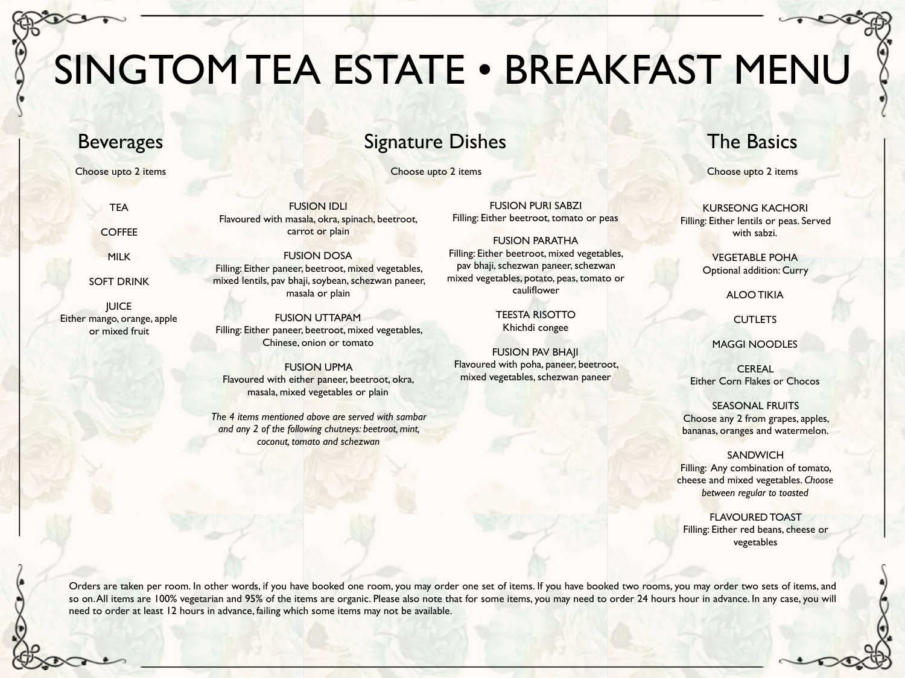# SINGTOM TEA ESTATE • BREAKFAST MENU

## Beverages

Choose upto 2 items

TEA

COFFEE

MILK

SOFT DRINK

JUICE
Either mango, orange, apple or mixed fruit

## Signature Dishes

Choose upto 2 items

FUSION IDLI
Flavoured with masala, okra, spinach, beetroot, carrot or plain

FUSION DOSA
Filling: Either paneer, beetroot, mixed vegetables, mixed lentils, pav bhaji, soybean, schezwan paneer, masala or plain

FUSION UTTAPAM
Filling: Either paneer, beetroot, mixed vegetables, Chinese, onion or tomato

FUSION UPMA
Flavoured with either paneer, beetroot, okra, masala, mixed vegetables or plain

*The 4 items mentioned above are served with sambar and any 2 of the following chutneys: beetroot, mint, coconut, tomato and schezwan*

FUSION PURI SABZI
Filling: Either beetroot, tomato or peas

FUSION PARATHA
Filling: Either beetroot, mixed vegetables, pav bhaji, schezwan paneer, schezwan mixed vegetables, potato, peas, tomato or cauliflower

TEESTA RISOTTO
Khichdi congee

FUSION PAV BHAJI
Flavoured with poha, paneer, beetroot, mixed vegetables, schezwan paneer

## The Basics

Choose upto 2 items

KURSEONG KACHORI
Filling: Either lentils or peas. Served with sabzi.

VEGETABLE POHA
Optional addition: Curry

ALOO TIKIA

CUTLETS

MAGGI NOODLES

CEREAL
Either Corn Flakes or Chocos

SEASONAL FRUITS
Choose any 2 from grapes, apples, bananas, oranges and watermelon.

SANDWICH
Filling: Any combination of tomato, cheese and mixed vegetables. *Choose between regular to toasted*

FLAVOURED TOAST
Filling: Either red beans, cheese or vegetables

Orders are taken per room. In other words, if you have booked one room, you may order one set of items. If you have booked two rooms, you may order two sets of items, and so on. All items are 100% vegetarian and 95% of the items are organic. Please also note that for some items, you may need to order 24 hours hour in advance. In any case, you will need to order at least 12 hours in advance, failing which some items may not be available.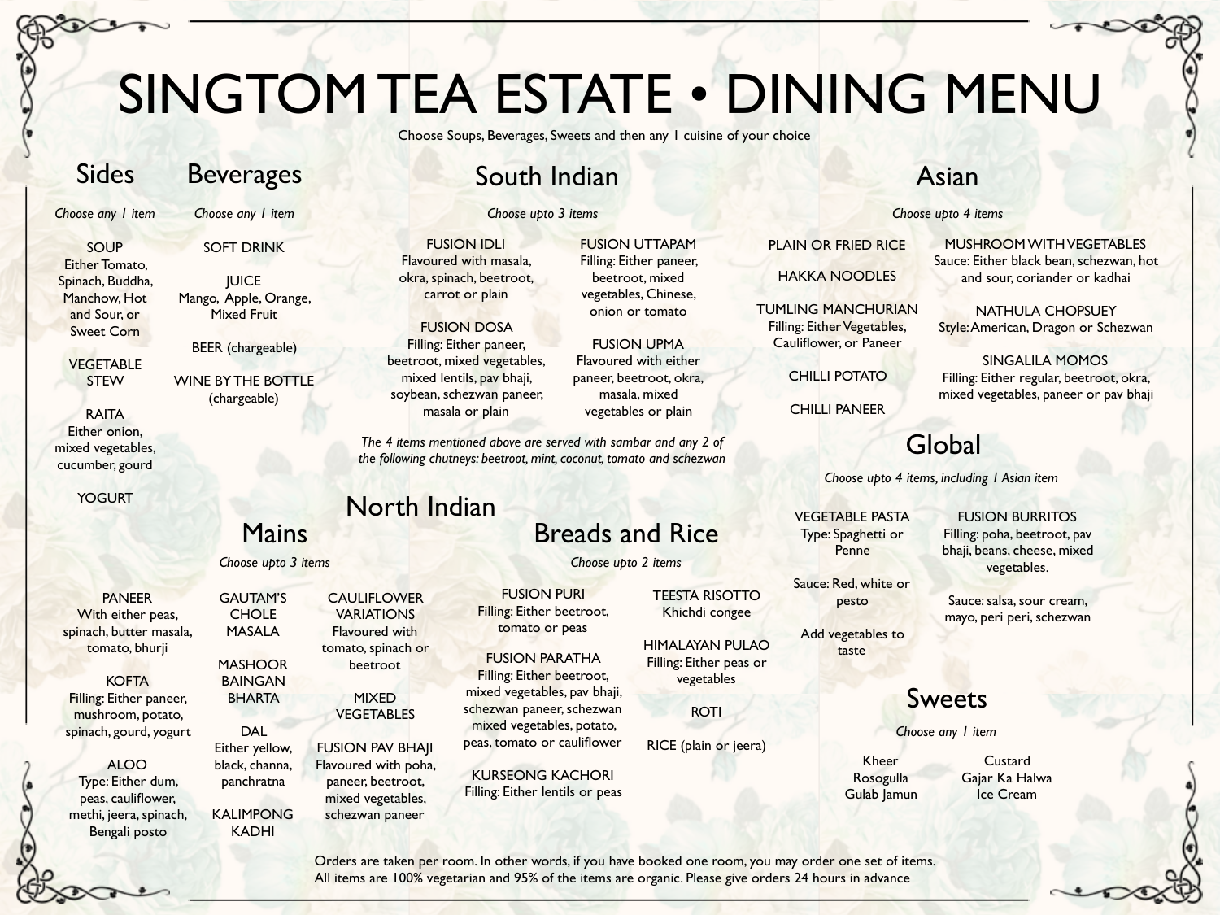# SINGTOM TEA ESTATE • DINING MENU

Choose Soups, Beverages, Sweets and then any 1 cuisine of your choice

## Sides

*Choose any 1 item*

SOUP
Either Tomato, Spinach, Buddha, Manchow, Hot and Sour, or Sweet Corn

VEGETABLE STEW

RAITA
Either onion, mixed vegetables, cucumber, gourd

YOGURT

## Beverages

*Choose any 1 item*

SOFT DRINK

JUICE
Mango, Apple, Orange, Mixed Fruit

BEER (chargeable)

WINE BY THE BOTTLE (chargeable)

## South Indian

*Choose upto 3 items*

FUSION IDLI
Flavoured with masala, okra, spinach, beetroot, carrot or plain

FUSION DOSA
Filling: Either paneer, beetroot, mixed vegetables, mixed lentils, pav bhaji, soybean, schezwan paneer, masala or plain

FUSION UTTAPAM
Filling: Either paneer, beetroot, mixed vegetables, Chinese, onion or tomato

FUSION UPMA
Flavoured with either paneer, beetroot, okra, masala, mixed vegetables or plain

*The 4 items mentioned above are served with sambar and any 2 of the following chutneys: beetroot, mint, coconut, tomato and schezwan*

## Asian

*Choose upto 4 items*

PLAIN OR FRIED RICE

HAKKA NOODLES

TUMLING MANCHURIAN
Filling: Either Vegetables, Cauliflower, or Paneer

CHILLI POTATO

CHILLI PANEER

MUSHROOM WITH VEGETABLES
Sauce: Either black bean, schezwan, hot and sour, coriander or kadhai

NATHULA CHOPSUEY
Style: American, Dragon or Schezwan

SINGALILA MOMOS
Filling: Either regular, beetroot, okra, mixed vegetables, paneer or pav bhaji

## Global

*Choose upto 4 items, including 1 Asian item*

VEGETABLE PASTA
Type: Spaghetti or Penne

Sauce: Red, white or pesto

Add vegetables to taste

FUSION BURRITOS
Filling: poha, beetroot, pav bhaji, beans, cheese, mixed vegetables.

Sauce: salsa, sour cream, mayo, peri peri, schezwan

## North Indian

### Mains

*Choose upto 3 items*

PANEER
With either peas, spinach, butter masala, tomato, bhurji

KOFTA
Filling: Either paneer, mushroom, potato, spinach, gourd, yogurt

ALOO
Type: Either dum, peas, cauliflower, methi, jeera, spinach, Bengali posto

GAUTAM'S CHOLE MASALA

MASHOOR BAINGAN BHARTA

DAL
Either yellow, black, channa, panchratna

KALIMPONG KADHI

CAULIFLOWER VARIATIONS
Flavoured with tomato, spinach or beetroot

MIXED VEGETABLES

FUSION PAV BHAJI
Flavoured with poha, paneer, beetroot, mixed vegetables, schezwan paneer

### Breads and Rice

*Choose upto 2 items*

FUSION PURI
Filling: Either beetroot, tomato or peas

FUSION PARATHA
Filling: Either beetroot, mixed vegetables, pav bhaji, schezwan paneer, schezwan mixed vegetables, potato, peas, tomato or cauliflower

KURSEONG KACHORI
Filling: Either lentils or peas

TEESTA RISOTTO
Khichdi congee

HIMALAYAN PULAO
Filling: Either peas or vegetables

ROTI

RICE (plain or jeera)

## Sweets

*Choose any 1 item*

Kheer
Rosogulla
Gulab Jamun
Custard
Gajar Ka Halwa
Ice Cream

Orders are taken per room. In other words, if you have booked one room, you may order one set of items.
All items are 100% vegetarian and 95% of the items are organic. Please give orders 24 hours in advance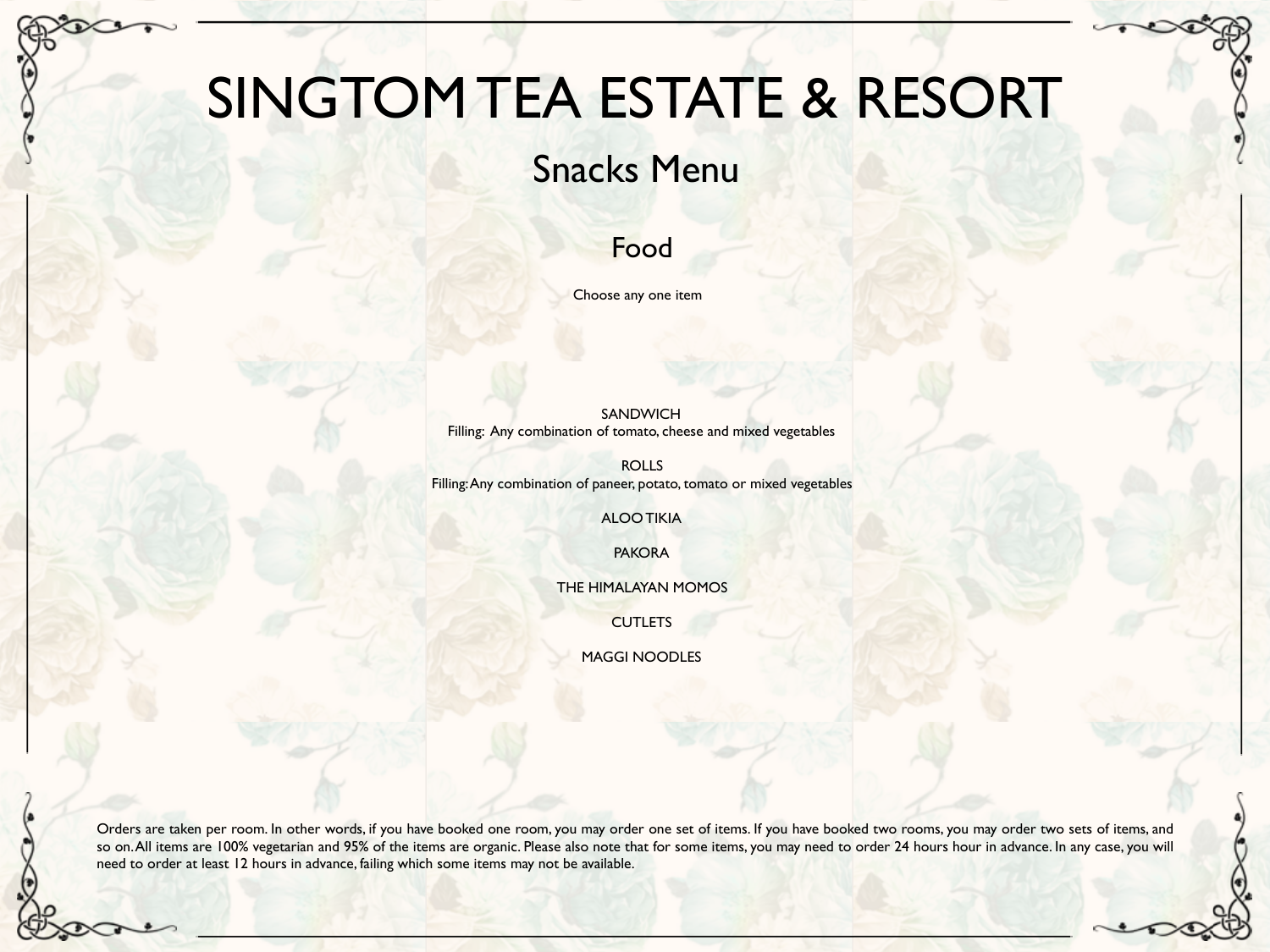# SINGTOM TEA ESTATE & RESORT

## Snacks Menu

### Food

Choose any one item

SANDWICH
Filling: Any combination of tomato, cheese and mixed vegetables

ROLLS
Filling: Any combination of paneer, potato, tomato or mixed vegetables

ALOO TIKIA

PAKORA

THE HIMALAYAN MOMOS

CUTLETS

MAGGI NOODLES

Orders are taken per room. In other words, if you have booked one room, you may order one set of items. If you have booked two rooms, you may order two sets of items, and so on. All items are 100% vegetarian and 95% of the items are organic. Please also note that for some items, you may need to order 24 hours hour in advance. In any case, you will need to order at least 12 hours in advance, failing which some items may not be available.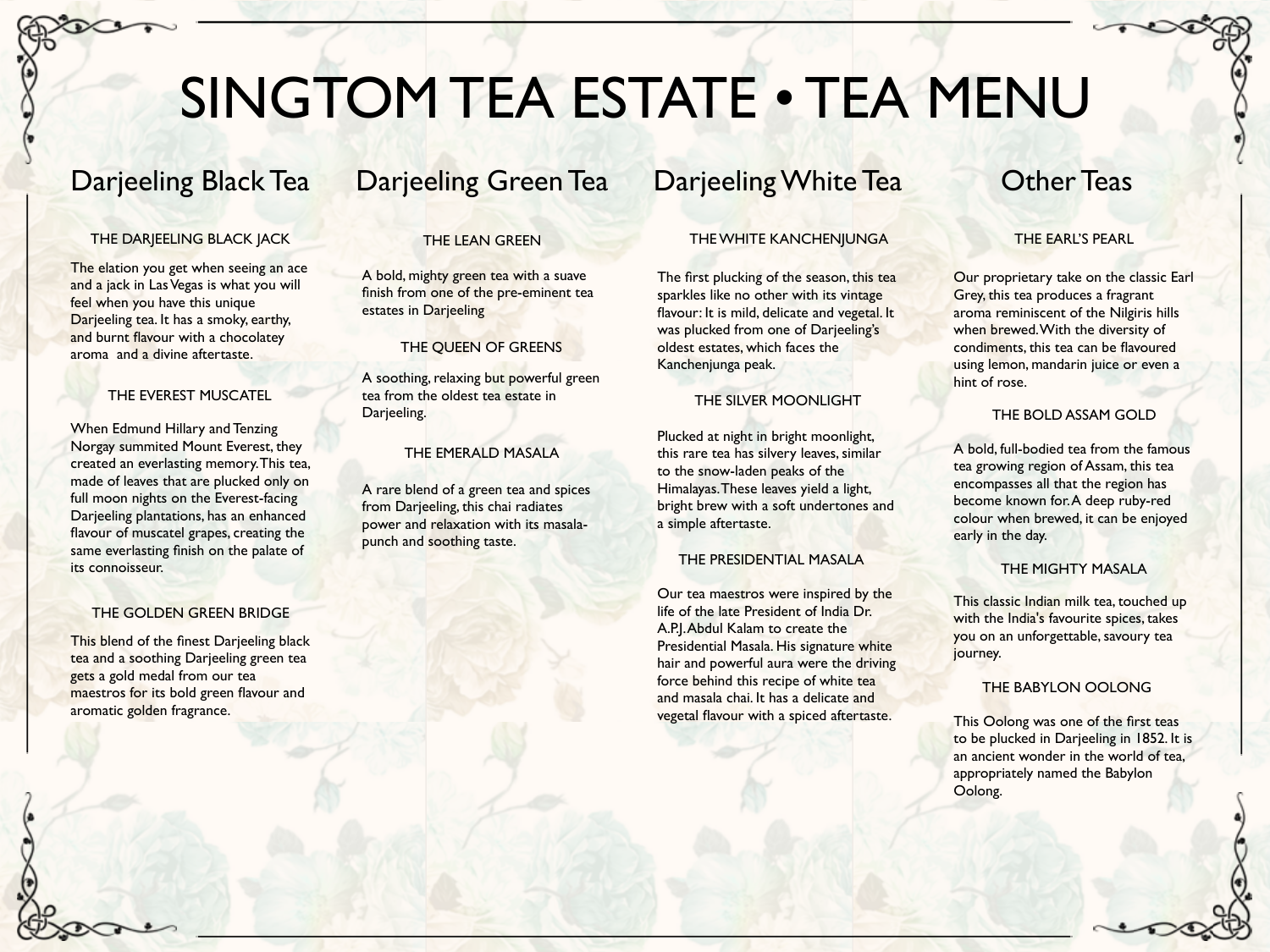# SINGTOM TEA ESTATE • TEA MENU

## Darjeeling Black Tea

### THE DARJEELING BLACK JACK

The elation you get when seeing an ace and a jack in Las Vegas is what you will feel when you have this unique Darjeeling tea. It has a smoky, earthy, and burnt flavour with a chocolatey aroma and a divine aftertaste.

### THE EVEREST MUSCATEL

When Edmund Hillary and Tenzing Norgay summited Mount Everest, they created an everlasting memory. This tea, made of leaves that are plucked only on full moon nights on the Everest-facing Darjeeling plantations, has an enhanced flavour of muscatel grapes, creating the same everlasting finish on the palate of its connoisseur.

### THE GOLDEN GREEN BRIDGE

This blend of the finest Darjeeling black tea and a soothing Darjeeling green tea gets a gold medal from our tea maestros for its bold green flavour and aromatic golden fragrance.

## Darjeeling Green Tea

### THE LEAN GREEN

A bold, mighty green tea with a suave finish from one of the pre-eminent tea estates in Darjeeling

### THE QUEEN OF GREENS

A soothing, relaxing but powerful green tea from the oldest tea estate in Darjeeling.

### THE EMERALD MASALA

A rare blend of a green tea and spices from Darjeeling, this chai radiates power and relaxation with its masala-punch and soothing taste.

## Darjeeling White Tea

### THE WHITE KANCHENJUNGA

The first plucking of the season, this tea sparkles like no other with its vintage flavour: It is mild, delicate and vegetal. It was plucked from one of Darjeeling's oldest estates, which faces the Kanchenjunga peak.

### THE SILVER MOONLIGHT

Plucked at night in bright moonlight, this rare tea has silvery leaves, similar to the snow-laden peaks of the Himalayas. These leaves yield a light, bright brew with a soft undertones and a simple aftertaste.

### THE PRESIDENTIAL MASALA

Our tea maestros were inspired by the life of the late President of India Dr. A.P.J. Abdul Kalam to create the Presidential Masala. His signature white hair and powerful aura were the driving force behind this recipe of white tea and masala chai. It has a delicate and vegetal flavour with a spiced aftertaste.

## Other Teas

### THE EARL'S PEARL

Our proprietary take on the classic Earl Grey, this tea produces a fragrant aroma reminiscent of the Nilgiris hills when brewed. With the diversity of condiments, this tea can be flavoured using lemon, mandarin juice or even a hint of rose.

### THE BOLD ASSAM GOLD

A bold, full-bodied tea from the famous tea growing region of Assam, this tea encompasses all that the region has become known for. A deep ruby-red colour when brewed, it can be enjoyed early in the day.

### THE MIGHTY MASALA

This classic Indian milk tea, touched up with the India's favourite spices, takes you on an unforgettable, savoury tea journey.

### THE BABYLON OOLONG

This Oolong was one of the first teas to be plucked in Darjeeling in 1852. It is an ancient wonder in the world of tea, appropriately named the Babylon Oolong.